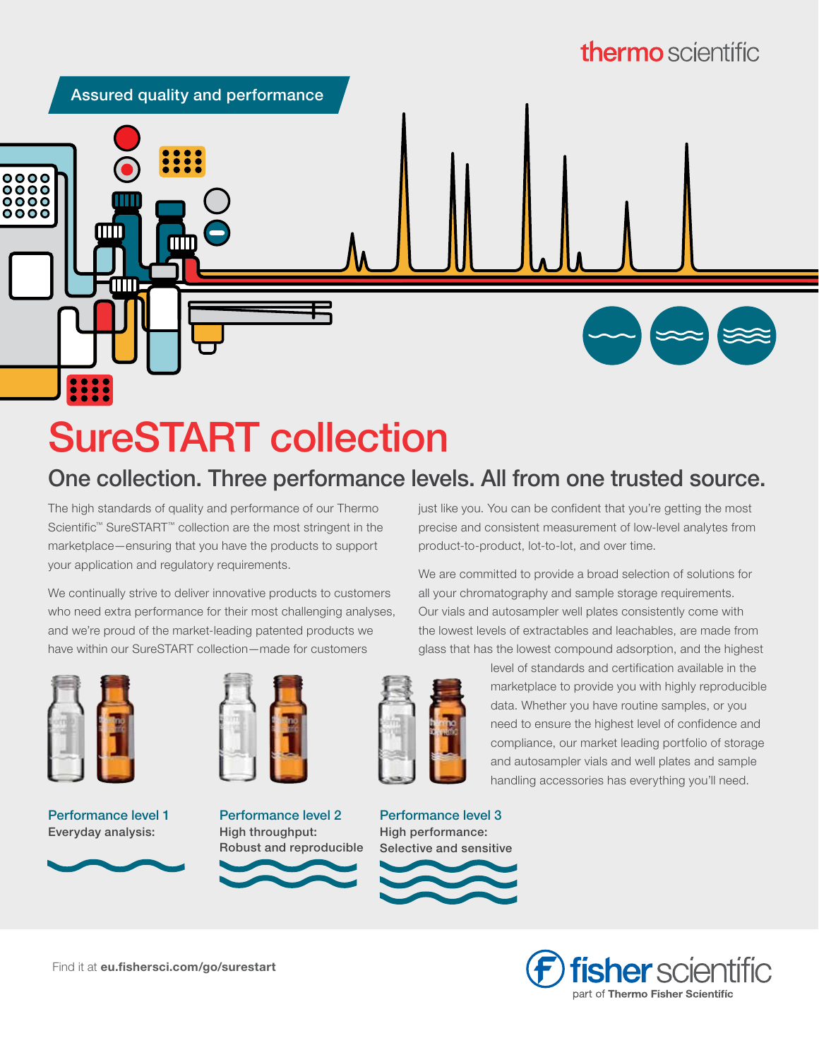thermo scientific

Assured quality and performance

# SureSTART collection

## One collection. Three performance levels. All from one trusted source.

The high standards of quality and performance of our Thermo Scientific™ SureSTART™ collection are the most stringent in the marketplace—ensuring that you have the products to support your application and regulatory requirements.

We continually strive to deliver innovative products to customers who need extra performance for their most challenging analyses, and we're proud of the market-leading patented products we have within our SureSTART collection—made for customers just like you. You can be confident that you're getting the most precise and consistent measurement of low-level analytes from product-to-product, lot-to-lot, and over time.

We are committed to provide a broad selection of solutions for all your chromatography and sample storage requirements. Our vials and autosampler well plates consistently come with the lowest levels of extractables and leachables, are made from glass that has the lowest compound adsorption, and the highest level of standards and certification available in the marketplace to provide you with highly reproducible data. Whether you have routine samples, or you need to ensure the highest level of confidence and compliance, our market leading portfolio of storage and autosampler vials and well plates and sample handling accessories has everything you'll need.

**Performance level 1**
Everyday analysis:

**Performance level 2**
High throughput:
Robust and reproducible

**Performance level 3**
High performance:
Selective and sensitive

Find it at **eu.fishersci.com/go/surestart**

fisher scientific
part of **Thermo Fisher Scientific**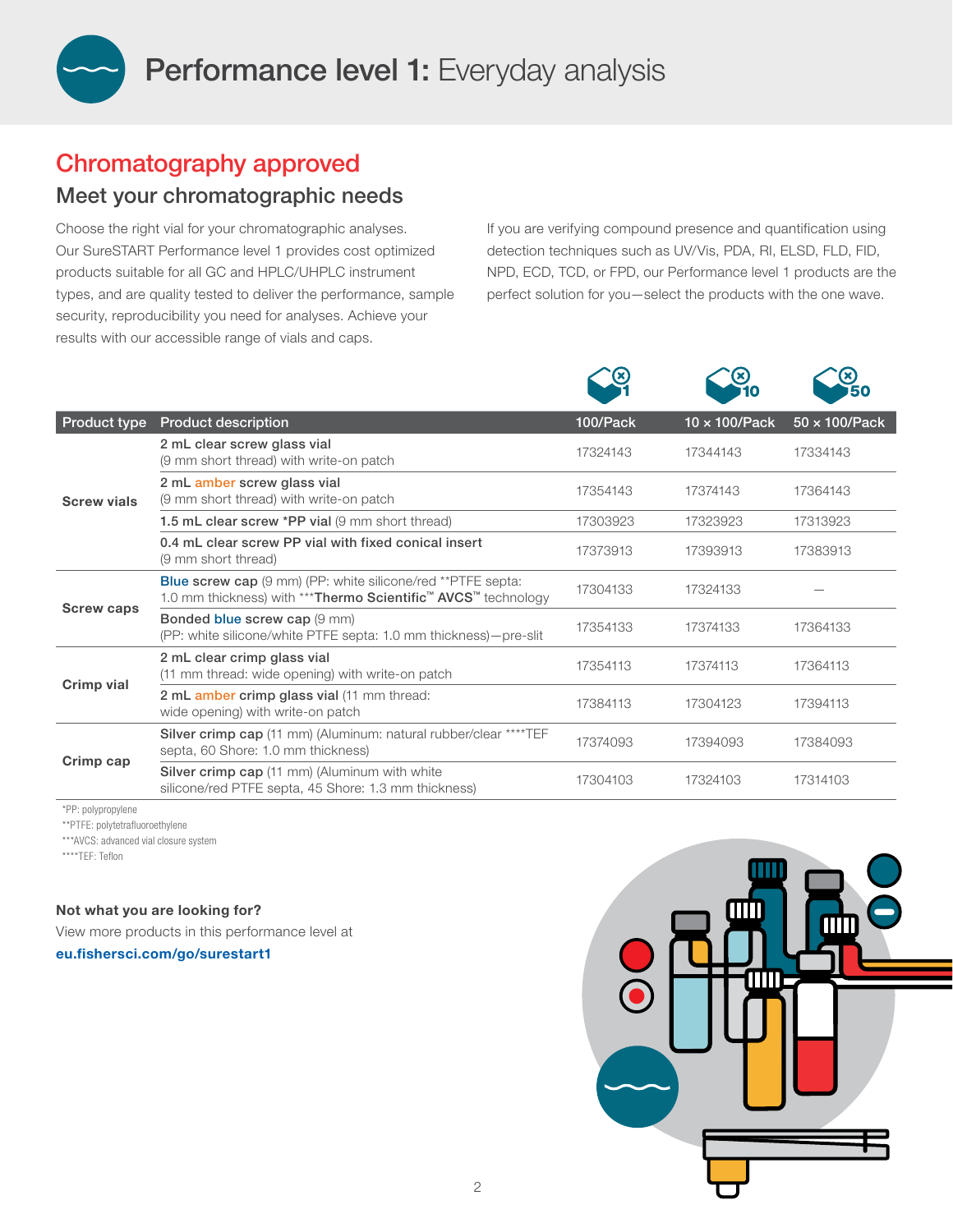# Performance level 1: Everyday analysis

## Chromatography approved

### Meet your chromatographic needs

Choose the right vial for your chromatographic analyses. Our SureSTART Performance level 1 provides cost optimized products suitable for all GC and HPLC/UHPLC instrument types, and are quality tested to deliver the performance, sample security, reproducibility you need for analyses. Achieve your results with our accessible range of vials and caps.

If you are verifying compound presence and quantification using detection techniques such as UV/Vis, PDA, RI, ELSD, FLD, FID, NPD, ECD, TCD, or FPD, our Performance level 1 products are the perfect solution for you—select the products with the one wave.

| Product type | Product description | 100/Pack | 10 × 100/Pack | 50 × 100/Pack |
|---|---|---|---|---|
| Screw vials | **2 mL clear screw glass vial** (9 mm short thread) with write-on patch | 17324143 | 17344143 | 17334143 |
| | **2 mL amber screw glass vial** (9 mm short thread) with write-on patch | 17354143 | 17374143 | 17364143 |
| | **1.5 mL clear screw *PP vial** (9 mm short thread) | 17303923 | 17323923 | 17313923 |
| | **0.4 mL clear screw PP vial with fixed conical insert** (9 mm short thread) | 17373913 | 17393913 | 17383913 |
| Screw caps | **Blue screw cap** (9 mm) (PP: white silicone/red **PTFE septa: 1.0 mm thickness) with ***Thermo Scientific™ AVCS™ technology | 17304133 | 17324133 | – |
| | **Bonded blue screw cap** (9 mm) (PP: white silicone/white PTFE septa: 1.0 mm thickness)—pre-slit | 17354133 | 17374133 | 17364133 |
| Crimp vial | **2 mL clear crimp glass vial** (11 mm thread: wide opening) with write-on patch | 17354113 | 17374113 | 17364113 |
| | **2 mL amber crimp glass vial** (11 mm thread: wide opening) with write-on patch | 17384113 | 17304123 | 17394113 |
| Crimp cap | **Silver crimp cap** (11 mm) (Aluminum: natural rubber/clear ****TEF septa, 60 Shore: 1.0 mm thickness) | 17374093 | 17394093 | 17384093 |
| | **Silver crimp cap** (11 mm) (Aluminum with white silicone/red PTFE septa, 45 Shore: 1.3 mm thickness) | 17304103 | 17324103 | 17314103 |

*PP: polypropylene
**PTFE: polytetrafluoroethylene
***AVCS: advanced vial closure system
****TEF: Teflon

**Not what you are looking for?**
View more products in this performance level at
**eu.fishersci.com/go/surestart1**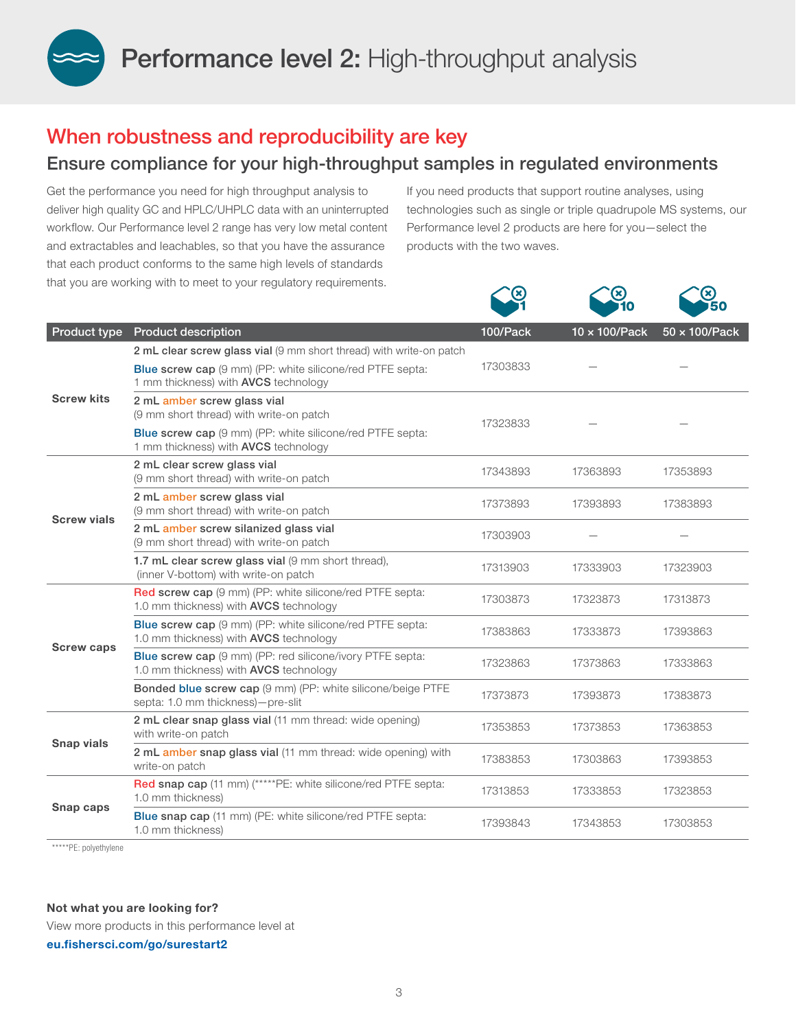# **Performance level 2:** High-throughput analysis

## When robustness and reproducibility are key

### Ensure compliance for your high-throughput samples in regulated environments

Get the performance you need for high throughput analysis to deliver high quality GC and HPLC/UHPLC data with an uninterrupted workflow. Our Performance level 2 range has very low metal content and extractables and leachables, so that you have the assurance that each product conforms to the same high levels of standards that you are working with to meet to your regulatory requirements.

If you need products that support routine analyses, using technologies such as single or triple quadrupole MS systems, our Performance level 2 products are here for you—select the products with the two waves.

| Product type | Product description | 100/Pack | 10 x 100/Pack | 50 x 100/Pack |
|---|---|---|---|---|
| Screw kits | **2 mL clear screw glass vial** (9 mm short thread) with write-on patch; **Blue screw cap** (9 mm) (PP: white silicone/red PTFE septa: 1 mm thickness) with **AVCS** technology | 17303833 | — | — |
| | **2 mL amber screw glass vial** (9 mm short thread) with write-on patch; **Blue screw cap** (9 mm) (PP: white silicone/red PTFE septa: 1 mm thickness) with **AVCS** technology | 17323833 | — | — |
| Screw vials | **2 mL clear screw glass vial** (9 mm short thread) with write-on patch | 17343893 | 17363893 | 17353893 |
| | **2 mL amber screw glass vial** (9 mm short thread) with write-on patch | 17373893 | 17393893 | 17383893 |
| | **2 mL amber screw silanized glass vial** (9 mm short thread) with write-on patch | 17303903 | — | — |
| | **1.7 mL clear screw glass vial** (9 mm short thread), (inner V-bottom) with write-on patch | 17313903 | 17333903 | 17323903 |
| Screw caps | **Red screw cap** (9 mm) (PP: white silicone/red PTFE septa: 1.0 mm thickness) with **AVCS** technology | 17303873 | 17323873 | 17313873 |
| | **Blue screw cap** (9 mm) (PP: white silicone/red PTFE septa: 1.0 mm thickness) with **AVCS** technology | 17383863 | 17333873 | 17393863 |
| | **Blue screw cap** (9 mm) (PP: red silicone/ivory PTFE septa: 1.0 mm thickness) with **AVCS** technology | 17323863 | 17373863 | 17333863 |
| | **Bonded blue screw cap** (9 mm) (PP: white silicone/beige PTFE septa: 1.0 mm thickness)—pre-slit | 17373873 | 17393873 | 17383873 |
| Snap vials | **2 mL clear snap glass vial** (11 mm thread: wide opening) with write-on patch | 17353853 | 17373853 | 17363853 |
| | **2 mL amber snap glass vial** (11 mm thread: wide opening) with write-on patch | 17383853 | 17303863 | 17393853 |
| Snap caps | **Red snap cap** (11 mm) (*****PE: white silicone/red PTFE septa: 1.0 mm thickness) | 17313853 | 17333853 | 17323853 |
| | **Blue snap cap** (11 mm) (PE: white silicone/red PTFE septa: 1.0 mm thickness) | 17393843 | 17343853 | 17303853 |

*****PE: polyethylene

**Not what you are looking for?**
View more products in this performance level at
**eu.fishersci.com/go/surestart2**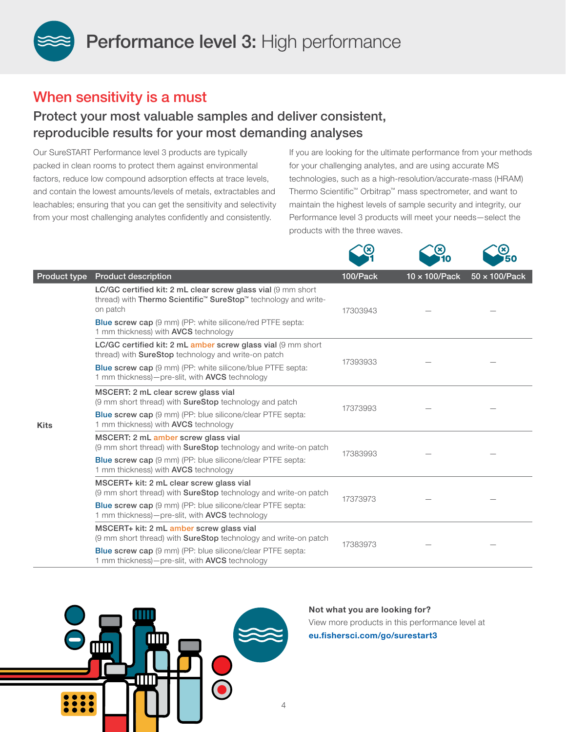# Performance level 3: High performance

## When sensitivity is a must

### Protect your most valuable samples and deliver consistent, reproducible results for your most demanding analyses

Our SureSTART Performance level 3 products are typically packed in clean rooms to protect them against environmental factors, reduce low compound adsorption effects at trace levels, and contain the lowest amounts/levels of metals, extractables and leachables; ensuring that you can get the sensitivity and selectivity from your most challenging analytes confidently and consistently.

If you are looking for the ultimate performance from your methods for your challenging analytes, and are using accurate MS technologies, such as a high-resolution/accurate-mass (HRAM) Thermo Scientific™ Orbitrap™ mass spectrometer, and want to maintain the highest levels of sample security and integrity, our Performance level 3 products will meet your needs—select the products with the three waves.

| Product type | Product description | 100/Pack | 10 × 100/Pack | 50 × 100/Pack |
|---|---|---|---|---|
| Kits | **LC/GC certified kit: 2 mL clear screw glass vial** (9 mm short thread) with **Thermo Scientific™ SureStop™** technology and write-on patch<br>**Blue screw cap** (9 mm) (PP: white silicone/red PTFE septa: 1 mm thickness) with **AVCS** technology | 17303943 | — | — |
| | **LC/GC certified kit: 2 mL amber screw glass vial** (9 mm short thread) with **SureStop** technology and write-on patch<br>**Blue screw cap** (9 mm) (PP: white silicone/blue PTFE septa: 1 mm thickness)—pre-slit, with **AVCS** technology | 17393933 | — | — |
| | **MSCERT: 2 mL clear screw glass vial** (9 mm short thread) with **SureStop** technology and patch<br>**Blue screw cap** (9 mm) (PP: blue silicone/clear PTFE septa: 1 mm thickness) with **AVCS** technology | 17373993 | — | — |
| | **MSCERT: 2 mL amber screw glass vial** (9 mm short thread) with **SureStop** technology and write-on patch<br>**Blue screw cap** (9 mm) (PP: blue silicone/clear PTFE septa: 1 mm thickness) with **AVCS** technology | 17383993 | — | — |
| | **MSCERT+ kit: 2 mL clear screw glass vial** (9 mm short thread) with **SureStop** technology and write-on patch<br>**Blue screw cap** (9 mm) (PP: blue silicone/clear PTFE septa: 1 mm thickness)—pre-slit, with **AVCS** technology | 17373973 | — | — |
| | **MSCERT+ kit: 2 mL amber screw glass vial** (9 mm short thread) with **SureStop** technology and write-on patch<br>**Blue screw cap** (9 mm) (PP: blue silicone/clear PTFE septa: 1 mm thickness)—pre-slit, with **AVCS** technology | 17383973 | — | — |

**Not what you are looking for?**
View more products in this performance level at **eu.fishersci.com/go/surestart3**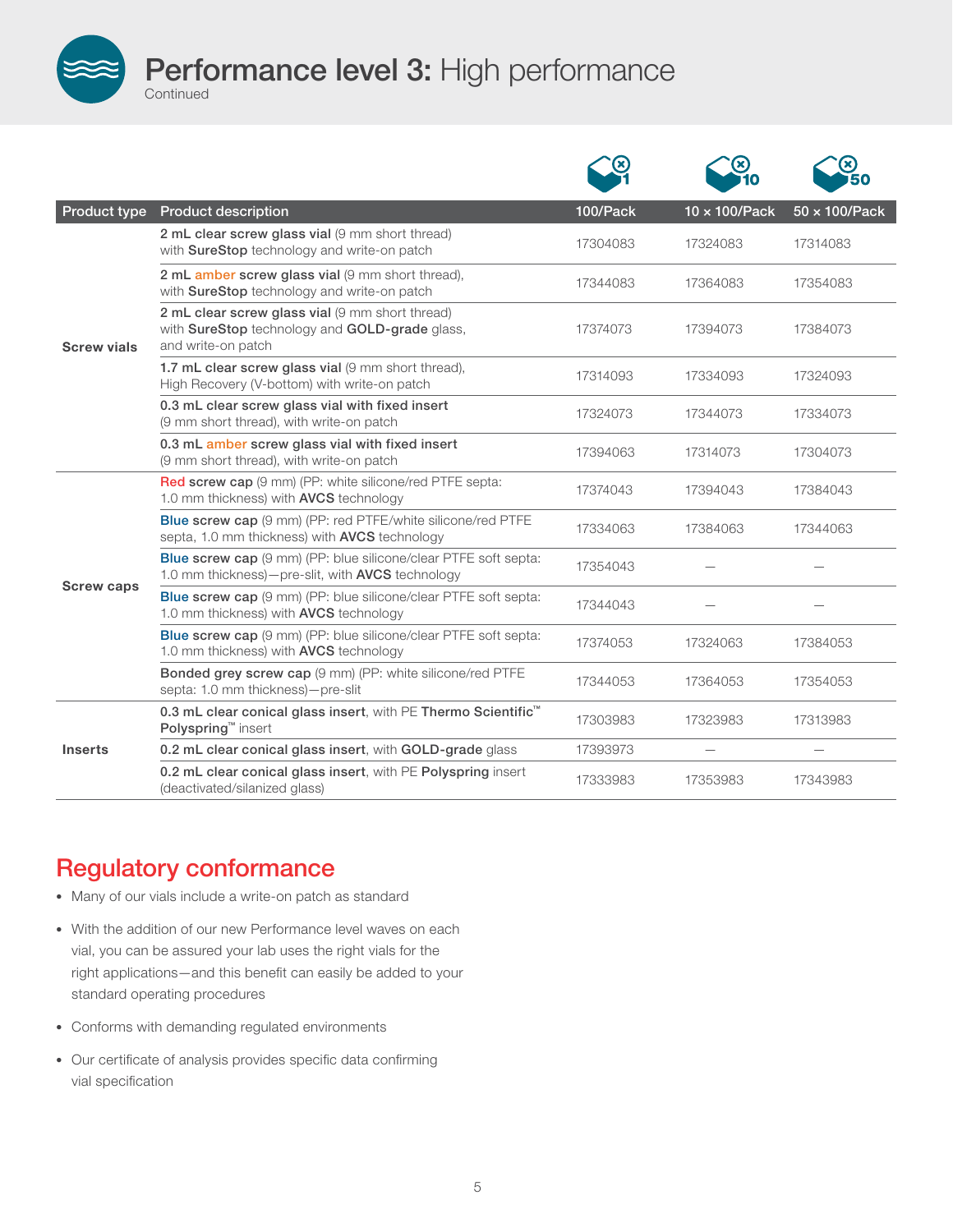# Performance level 3: High performance

Continued

| Product type | Product description | 100/Pack | 10 × 100/Pack | 50 × 100/Pack |
|---|---|---|---|---|
| Screw vials | **2 mL clear screw glass vial** (9 mm short thread) with **SureStop** technology and write-on patch | 17304083 | 17324083 | 17314083 |
| | **2 mL amber screw glass vial** (9 mm short thread), with **SureStop** technology and write-on patch | 17344083 | 17364083 | 17354083 |
| | **2 mL clear screw glass vial** (9 mm short thread) with **SureStop** technology and **GOLD-grade** glass, and write-on patch | 17374073 | 17394073 | 17384073 |
| | **1.7 mL clear screw glass vial** (9 mm short thread), High Recovery (V-bottom) with write-on patch | 17314093 | 17334093 | 17324093 |
| | **0.3 mL clear screw glass vial with fixed insert** (9 mm short thread), with write-on patch | 17324073 | 17344073 | 17334073 |
| | **0.3 mL amber screw glass vial with fixed insert** (9 mm short thread), with write-on patch | 17394063 | 17314073 | 17304073 |
| Screw caps | **Red screw cap** (9 mm) (PP: white silicone/red PTFE septa: 1.0 mm thickness) with **AVCS** technology | 17374043 | 17394043 | 17384043 |
| | **Blue screw cap** (9 mm) (PP: red PTFE/white silicone/red PTFE septa, 1.0 mm thickness) with **AVCS** technology | 17334063 | 17384063 | 17344063 |
| | **Blue screw cap** (9 mm) (PP: blue silicone/clear PTFE soft septa: 1.0 mm thickness)—pre-slit, with **AVCS** technology | 17354043 | — | — |
| | **Blue screw cap** (9 mm) (PP: blue silicone/clear PTFE soft septa: 1.0 mm thickness) with **AVCS** technology | 17344043 | — | — |
| | **Blue screw cap** (9 mm) (PP: blue silicone/clear PTFE soft septa: 1.0 mm thickness) with **AVCS** technology | 17374053 | 17324063 | 17384053 |
| | **Bonded grey screw cap** (9 mm) (PP: white silicone/red PTFE septa: 1.0 mm thickness)—pre-slit | 17344053 | 17364053 | 17354053 |
| Inserts | **0.3 mL clear conical glass insert**, with PE **Thermo Scientific™ Polyspring™** insert | 17303983 | 17323983 | 17313983 |
| | **0.2 mL clear conical glass insert**, with **GOLD-grade** glass | 17393973 | — | — |
| | **0.2 mL clear conical glass insert**, with PE **Polyspring** insert (deactivated/silanized glass) | 17333983 | 17353983 | 17343983 |

## Regulatory conformance

- Many of our vials include a write-on patch as standard
- With the addition of our new Performance level waves on each vial, you can be assured your lab uses the right vials for the right applications—and this benefit can easily be added to your standard operating procedures
- Conforms with demanding regulated environments
- Our certificate of analysis provides specific data confirming vial specification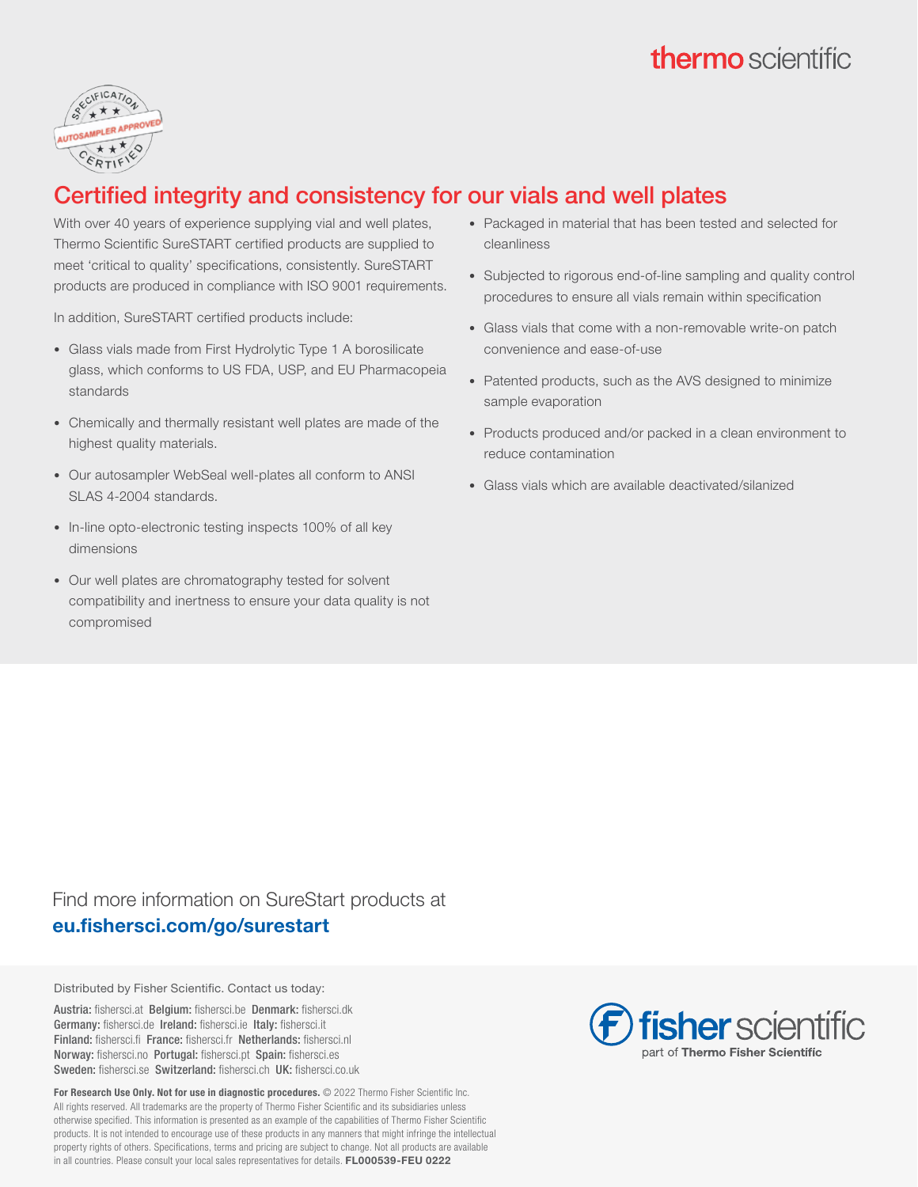## Certified integrity and consistency for our vials and well plates

With over 40 years of experience supplying vial and well plates, Thermo Scientific SureSTART certified products are supplied to meet 'critical to quality' specifications, consistently. SureSTART products are produced in compliance with ISO 9001 requirements.

In addition, SureSTART certified products include:

- Glass vials made from First Hydrolytic Type 1 A borosilicate glass, which conforms to US FDA, USP, and EU Pharmacopeia standards
- Chemically and thermally resistant well plates are made of the highest quality materials.
- Our autosampler WebSeal well-plates all conform to ANSI SLAS 4-2004 standards.
- In-line opto-electronic testing inspects 100% of all key dimensions
- Our well plates are chromatography tested for solvent compatibility and inertness to ensure your data quality is not compromised
- Packaged in material that has been tested and selected for cleanliness
- Subjected to rigorous end-of-line sampling and quality control procedures to ensure all vials remain within specification
- Glass vials that come with a non-removable write-on patch convenience and ease-of-use
- Patented products, such as the AVS designed to minimize sample evaporation
- Products produced and/or packed in a clean environment to reduce contamination
- Glass vials which are available deactivated/silanized

Find more information on SureStart products at
**eu.fishersci.com/go/surestart**

Distributed by Fisher Scientific. Contact us today:

**Austria:** fishersci.at **Belgium:** fishersci.be **Denmark:** fishersci.dk
**Germany:** fishersci.de **Ireland:** fishersci.ie **Italy:** fishersci.it
**Finland:** fishersci.fi **France:** fishersci.fr **Netherlands:** fishersci.nl
**Norway:** fishersci.no **Portugal:** fishersci.pt **Spain:** fishersci.es
**Sweden:** fishersci.se **Switzerland:** fishersci.ch **UK:** fishersci.co.uk

**For Research Use Only. Not for use in diagnostic procedures.** © 2022 Thermo Fisher Scientific Inc. All rights reserved. All trademarks are the property of Thermo Fisher Scientific and its subsidiaries unless otherwise specified. This information is presented as an example of the capabilities of Thermo Fisher Scientific products. It is not intended to encourage use of these products in any manners that might infringe the intellectual property rights of others. Specifications, terms and pricing are subject to change. Not all products are available in all countries. Please consult your local sales representatives for details. **FL000539-FEU 0222**